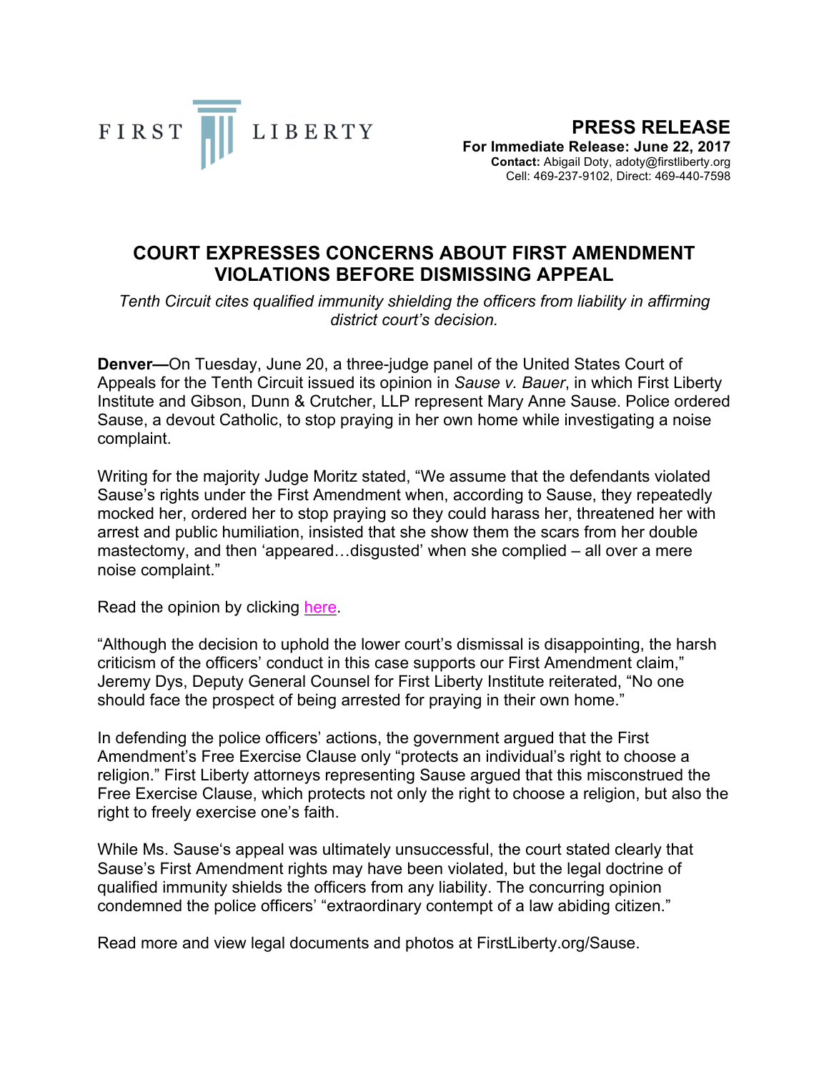FIRST LIBERTY

**PRESS RELEASE**
**For Immediate Release: June 22, 2017**
**Contact:** Abigail Doty, adoty@firstliberty.org
Cell: 469-237-9102, Direct: 469-440-7598

# COURT EXPRESSES CONCERNS ABOUT FIRST AMENDMENT VIOLATIONS BEFORE DISMISSING APPEAL

*Tenth Circuit cites qualified immunity shielding the officers from liability in affirming district court's decision.*

**Denver—**On Tuesday, June 20, a three-judge panel of the United States Court of Appeals for the Tenth Circuit issued its opinion in *Sause v. Bauer*, in which First Liberty Institute and Gibson, Dunn & Crutcher, LLP represent Mary Anne Sause. Police ordered Sause, a devout Catholic, to stop praying in her own home while investigating a noise complaint.

Writing for the majority Judge Moritz stated, "We assume that the defendants violated Sause's rights under the First Amendment when, according to Sause, they repeatedly mocked her, ordered her to stop praying so they could harass her, threatened her with arrest and public humiliation, insisted that she show them the scars from her double mastectomy, and then 'appeared…disgusted' when she complied – all over a mere noise complaint."

Read the opinion by clicking here.

"Although the decision to uphold the lower court's dismissal is disappointing, the harsh criticism of the officers' conduct in this case supports our First Amendment claim," Jeremy Dys, Deputy General Counsel for First Liberty Institute reiterated, "No one should face the prospect of being arrested for praying in their own home."

In defending the police officers' actions, the government argued that the First Amendment's Free Exercise Clause only "protects an individual's right to choose a religion." First Liberty attorneys representing Sause argued that this misconstrued the Free Exercise Clause, which protects not only the right to choose a religion, but also the right to freely exercise one's faith.

While Ms. Sause's appeal was ultimately unsuccessful, the court stated clearly that Sause's First Amendment rights may have been violated, but the legal doctrine of qualified immunity shields the officers from any liability. The concurring opinion condemned the police officers' "extraordinary contempt of a law abiding citizen."

Read more and view legal documents and photos at FirstLiberty.org/Sause.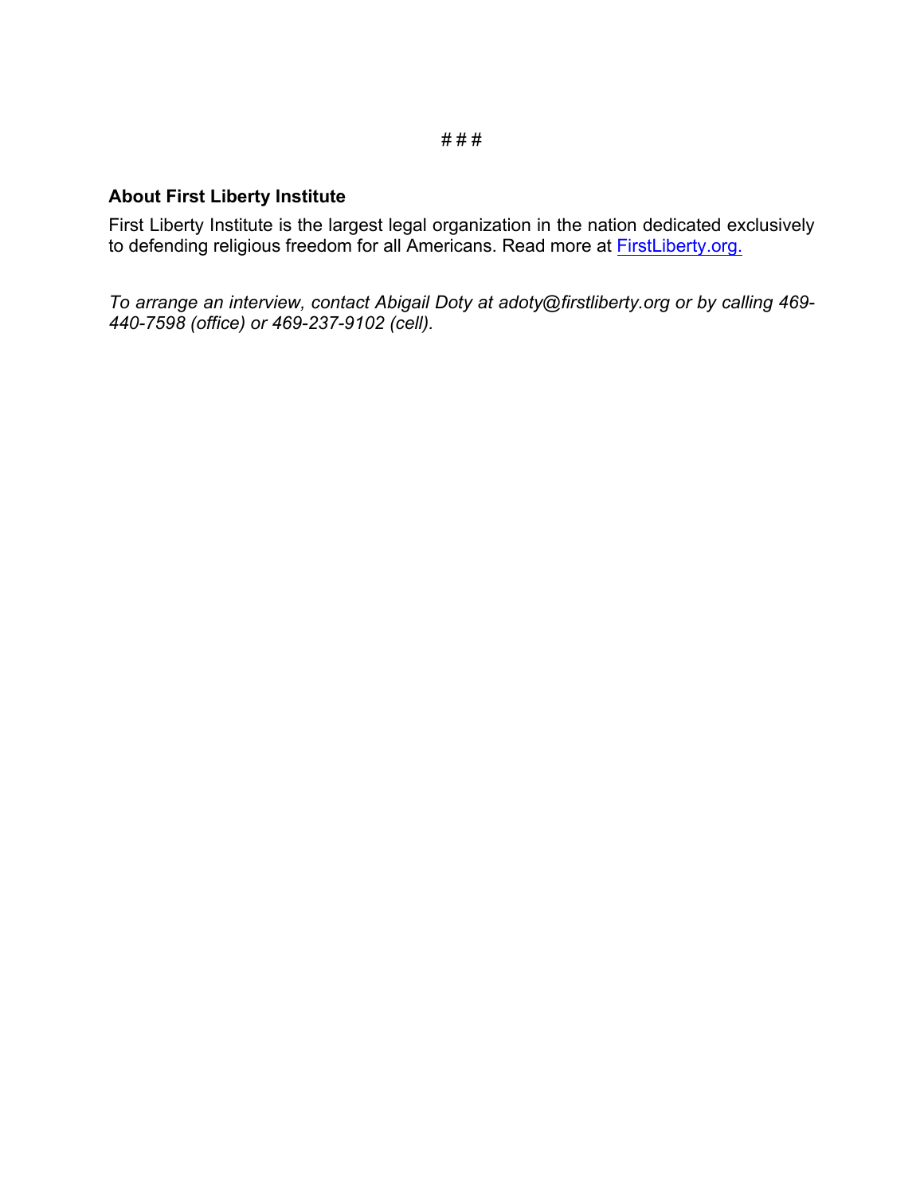# # #

**About First Liberty Institute**

First Liberty Institute is the largest legal organization in the nation dedicated exclusively to defending religious freedom for all Americans. Read more at [FirstLiberty.org.](https://FirstLiberty.org)

*To arrange an interview, contact Abigail Doty at adoty@firstliberty.org or by calling 469-440-7598 (office) or 469-237-9102 (cell).*